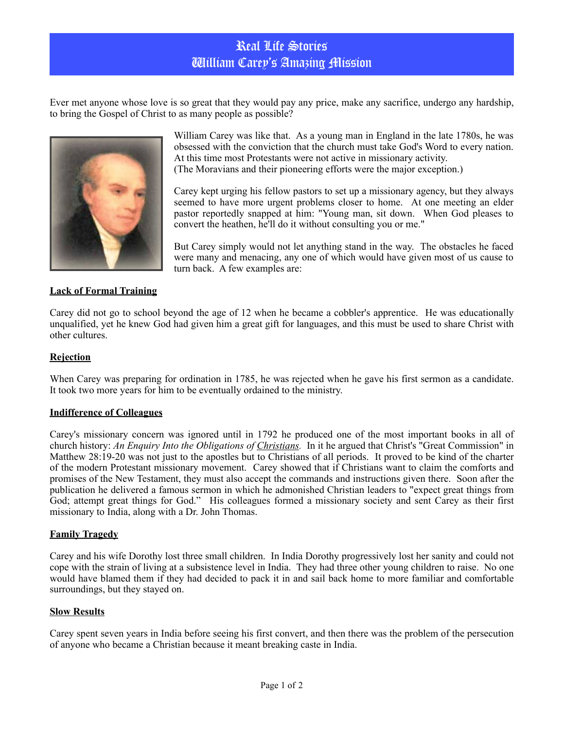# Real Life Stories
# William Carey's Amazing Mission

Ever met anyone whose love is so great that they would pay any price, make any sacrifice, undergo any hardship, to bring the Gospel of Christ to as many people as possible?

William Carey was like that. As a young man in England in the late 1780s, he was obsessed with the conviction that the church must take God's Word to every nation. At this time most Protestants were not active in missionary activity. (The Moravians and their pioneering efforts were the major exception.)

Carey kept urging his fellow pastors to set up a missionary agency, but they always seemed to have more urgent problems closer to home. At one meeting an elder pastor reportedly snapped at him: "Young man, sit down. When God pleases to convert the heathen, he'll do it without consulting you or me."

But Carey simply would not let anything stand in the way. The obstacles he faced were many and menacing, any one of which would have given most of us cause to turn back. A few examples are:

**Lack of Formal Training**

Carey did not go to school beyond the age of 12 when he became a cobbler's apprentice. He was educationally unqualified, yet he knew God had given him a great gift for languages, and this must be used to share Christ with other cultures.

**Rejection**

When Carey was preparing for ordination in 1785, he was rejected when he gave his first sermon as a candidate. It took two more years for him to be eventually ordained to the ministry.

**Indifference of Colleagues**

Carey's missionary concern was ignored until in 1792 he produced one of the most important books in all of church history: *An Enquiry Into the Obligations of Christians.* In it he argued that Christ's "Great Commission" in Matthew 28:19-20 was not just to the apostles but to Christians of all periods. It proved to be kind of the charter of the modern Protestant missionary movement. Carey showed that if Christians want to claim the comforts and promises of the New Testament, they must also accept the commands and instructions given there. Soon after the publication he delivered a famous sermon in which he admonished Christian leaders to "expect great things from God; attempt great things for God." His colleagues formed a missionary society and sent Carey as their first missionary to India, along with a Dr. John Thomas.

**Family Tragedy**

Carey and his wife Dorothy lost three small children. In India Dorothy progressively lost her sanity and could not cope with the strain of living at a subsistence level in India. They had three other young children to raise. No one would have blamed them if they had decided to pack it in and sail back home to more familiar and comfortable surroundings, but they stayed on.

**Slow Results**

Carey spent seven years in India before seeing his first convert, and then there was the problem of the persecution of anyone who became a Christian because it meant breaking caste in India.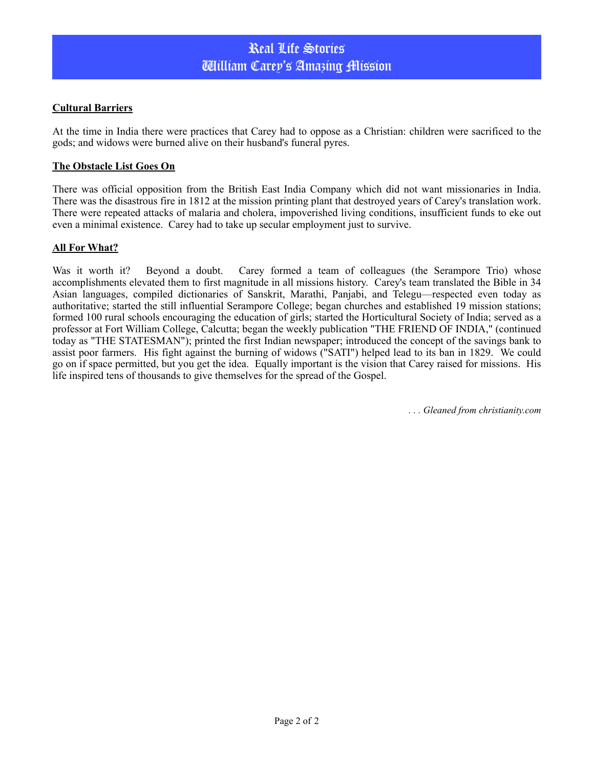## Real Life Stories
## William Carey's Amazing Mission

**Cultural Barriers**

At the time in India there were practices that Carey had to oppose as a Christian: children were sacrificed to the gods; and widows were burned alive on their husband's funeral pyres.

**The Obstacle List Goes On**

There was official opposition from the British East India Company which did not want missionaries in India. There was the disastrous fire in 1812 at the mission printing plant that destroyed years of Carey's translation work. There were repeated attacks of malaria and cholera, impoverished living conditions, insufficient funds to eke out even a minimal existence. Carey had to take up secular employment just to survive.

**All For What?**

Was it worth it? Beyond a doubt. Carey formed a team of colleagues (the Serampore Trio) whose accomplishments elevated them to first magnitude in all missions history. Carey's team translated the Bible in 34 Asian languages, compiled dictionaries of Sanskrit, Marathi, Panjabi, and Telegu—respected even today as authoritative; started the still influential Serampore College; began churches and established 19 mission stations; formed 100 rural schools encouraging the education of girls; started the Horticultural Society of India; served as a professor at Fort William College, Calcutta; began the weekly publication "THE FRIEND OF INDIA," (continued today as "THE STATESMAN"); printed the first Indian newspaper; introduced the concept of the savings bank to assist poor farmers. His fight against the burning of widows ("SATI") helped lead to its ban in 1829. We could go on if space permitted, but you get the idea. Equally important is the vision that Carey raised for missions. His life inspired tens of thousands to give themselves for the spread of the Gospel.

*. . . Gleaned from christianity.com*